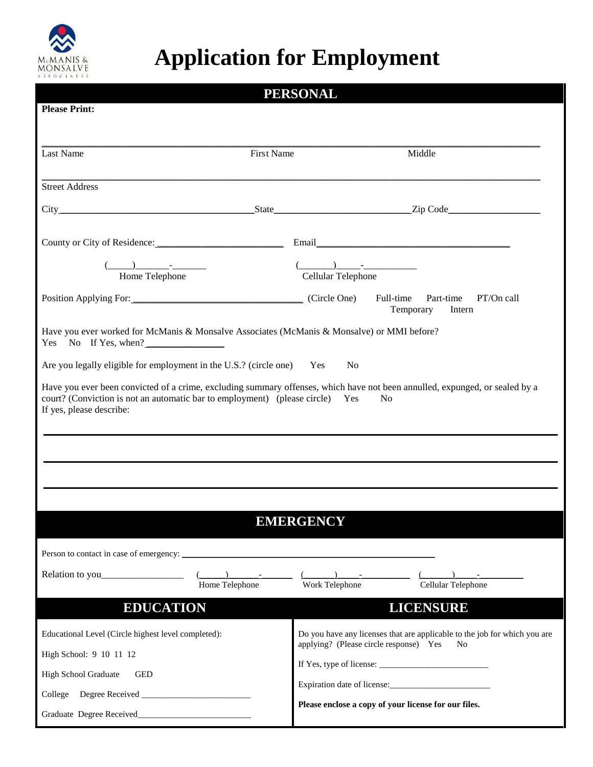McMANIS & MONSALVE ASSOCIATES

# Application for Employment

## PERSONAL

**Please Print:**

______________________________________________________________________

Last Name First Name Middle

______________________________________________________________________

Street Address

City________________________________State________________________Zip Code________________

County or City of Residence:______________________ Email_________________________________

(_____)_______-_______ 
Home Telephone

(_______)_____-___________ 
Cellular Telephone

Position Applying For:______________________________ (Circle One) Full-time Part-time PT/On call Temporary Intern

Have you ever worked for McManis & Monsalve Associates (McManis & Monsalve) or MMI before?
Yes No If Yes, when?_______________

Are you legally eligible for employment in the U.S.? (circle one) Yes No

Have you ever been convicted of a crime, excluding summary offenses, which have not been annulled, expunged, or sealed by a court? (Conviction is not an automatic bar to employment) (please circle) Yes No
If yes, please describe:

______________________________________________________________________

______________________________________________________________________

______________________________________________________________________

## EMERGENCY

Person to contact in case of emergency: ____________________________________________

Relation to you_________________ (______)______-_______ (______)_____-__________ (______)_____-__________

Home Telephone Work Telephone Cellular Telephone

## EDUCATION

Educational Level (Circle highest level completed):

High School: 9 10 11 12

High School Graduate GED

College Degree Received ________________________

Graduate Degree Received_________________________

## LICENSURE

Do you have any licenses that are applicable to the job for which you are applying? (Please circle response) Yes No

If Yes, type of license: ________________________

Expiration date of license:______________________

**Please enclose a copy of your license for our files.**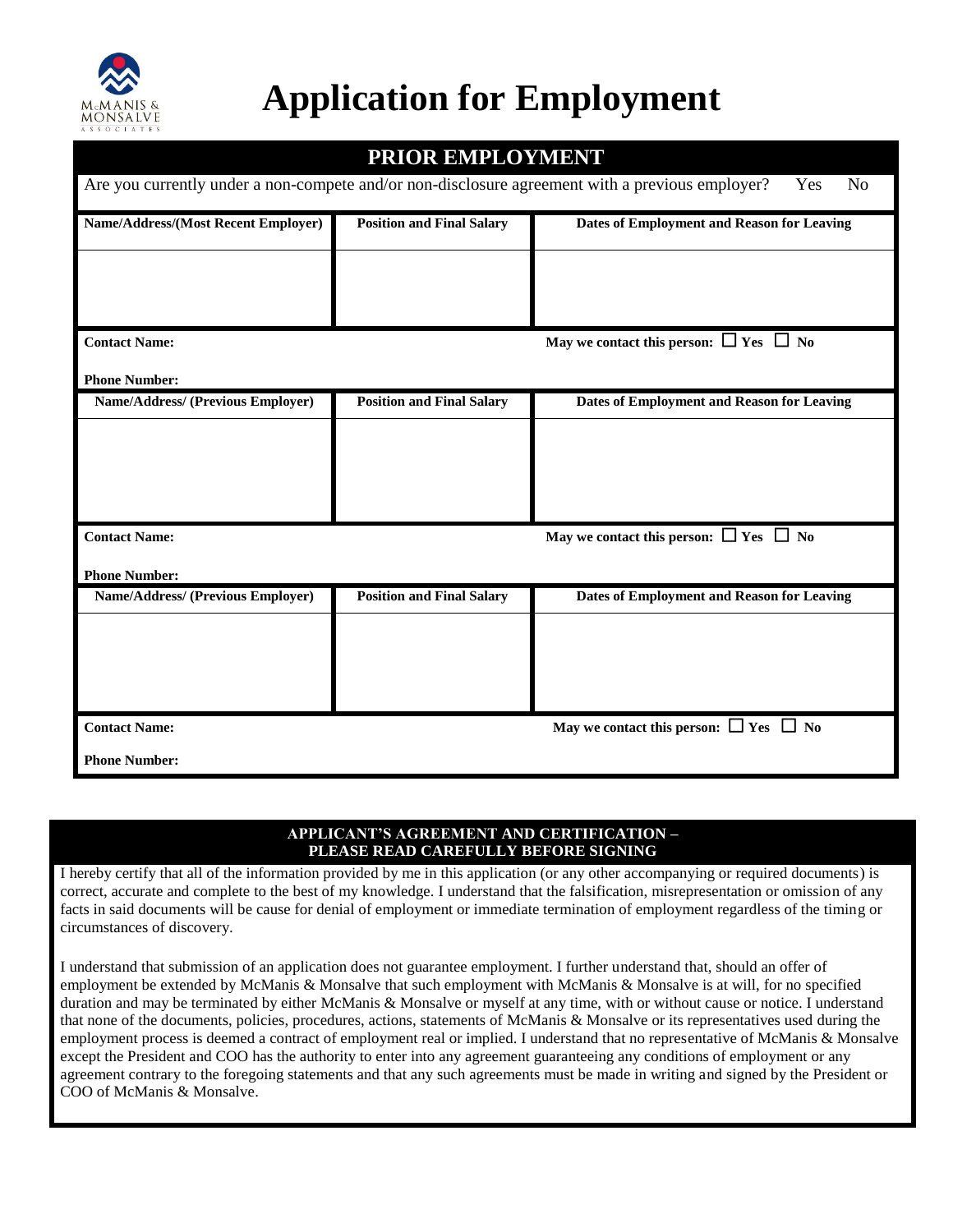# Application for Employment

## PRIOR EMPLOYMENT

Are you currently under a non-compete and/or non-disclosure agreement with a previous employer? Yes No

| **Name/Address/(Most Recent Employer)** | **Position and Final Salary** | **Dates of Employment and Reason for Leaving** |
|---|---|---|
| | | |

**Contact Name:** **May we contact this person:** ☐ **Yes** ☐ **No**

**Phone Number:**

| **Name/Address/ (Previous Employer)** | **Position and Final Salary** | **Dates of Employment and Reason for Leaving** |
|---|---|---|
| | | |

**Contact Name:** **May we contact this person:** ☐ **Yes** ☐ **No**

**Phone Number:**

| **Name/Address/ (Previous Employer)** | **Position and Final Salary** | **Dates of Employment and Reason for Leaving** |
|---|---|---|
| | | |

**Contact Name:** **May we contact this person:** ☐ **Yes** ☐ **No**

**Phone Number:**

## APPLICANT'S AGREEMENT AND CERTIFICATION – PLEASE READ CAREFULLY BEFORE SIGNING

I hereby certify that all of the information provided by me in this application (or any other accompanying or required documents) is correct, accurate and complete to the best of my knowledge. I understand that the falsification, misrepresentation or omission of any facts in said documents will be cause for denial of employment or immediate termination of employment regardless of the timing or circumstances of discovery.

I understand that submission of an application does not guarantee employment. I further understand that, should an offer of employment be extended by McManis & Monsalve that such employment with McManis & Monsalve is at will, for no specified duration and may be terminated by either McManis & Monsalve or myself at any time, with or without cause or notice. I understand that none of the documents, policies, procedures, actions, statements of McManis & Monsalve or its representatives used during the employment process is deemed a contract of employment real or implied. I understand that no representative of McManis & Monsalve except the President and COO has the authority to enter into any agreement guaranteeing any conditions of employment or any agreement contrary to the foregoing statements and that any such agreements must be made in writing and signed by the President or COO of McManis & Monsalve.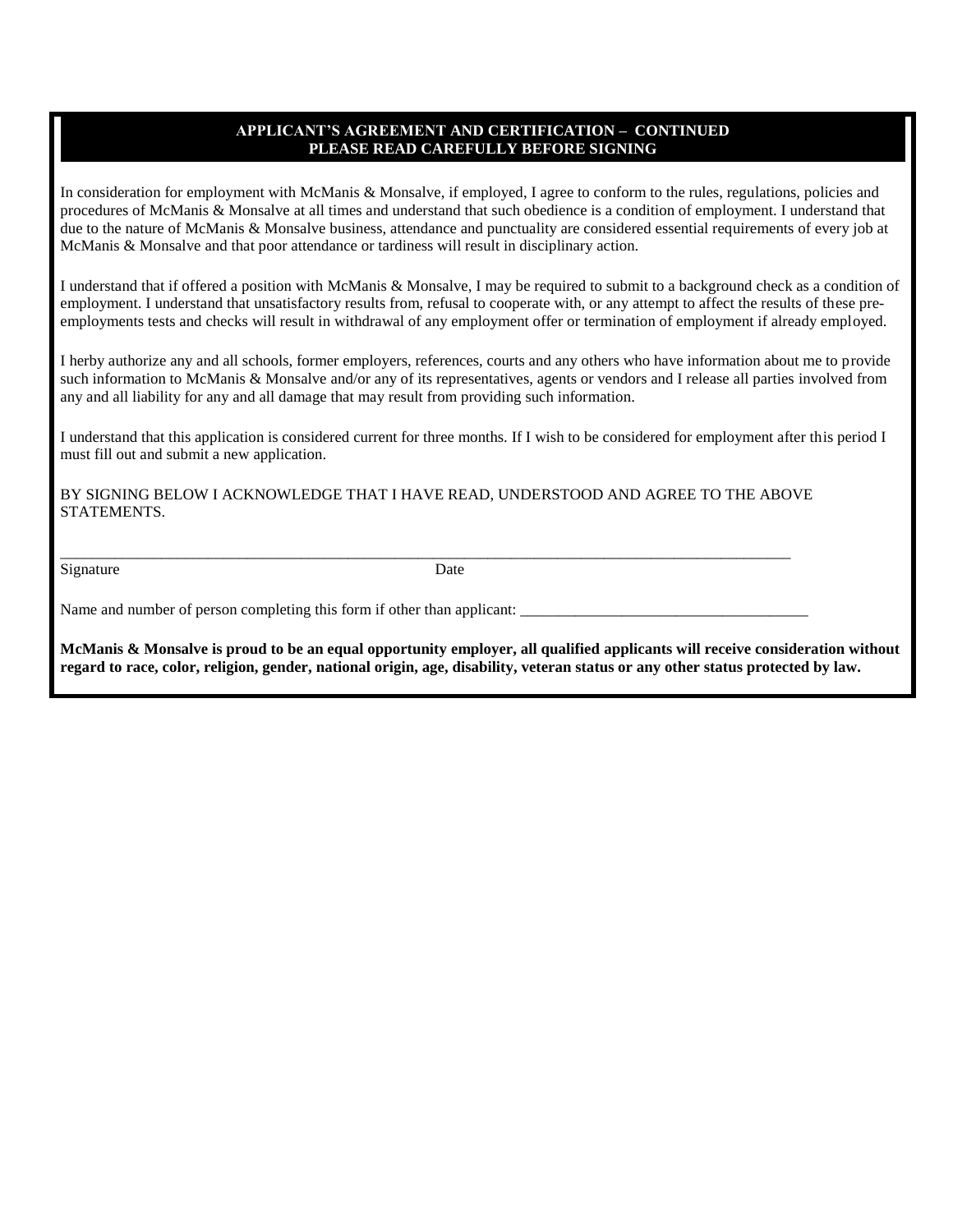**APPLICANT'S AGREEMENT AND CERTIFICATION – CONTINUED**
**PLEASE READ CAREFULLY BEFORE SIGNING**

In consideration for employment with McManis & Monsalve, if employed, I agree to conform to the rules, regulations, policies and procedures of McManis & Monsalve at all times and understand that such obedience is a condition of employment. I understand that due to the nature of McManis & Monsalve business, attendance and punctuality are considered essential requirements of every job at McManis & Monsalve and that poor attendance or tardiness will result in disciplinary action.

I understand that if offered a position with McManis & Monsalve, I may be required to submit to a background check as a condition of employment. I understand that unsatisfactory results from, refusal to cooperate with, or any attempt to affect the results of these pre-employments tests and checks will result in withdrawal of any employment offer or termination of employment if already employed.

I herby authorize any and all schools, former employers, references, courts and any others who have information about me to provide such information to McManis & Monsalve and/or any of its representatives, agents or vendors and I release all parties involved from any and all liability for any and all damage that may result from providing such information.

I understand that this application is considered current for three months. If I wish to be considered for employment after this period I must fill out and submit a new application.

BY SIGNING BELOW I ACKNOWLEDGE THAT I HAVE READ, UNDERSTOOD AND AGREE TO THE ABOVE STATEMENTS.

_______________________________________________________________________________________

Signature                                                                                    Date

Name and number of person completing this form if other than applicant: ____________________________________

**McManis & Monsalve is proud to be an equal opportunity employer, all qualified applicants will receive consideration without regard to race, color, religion, gender, national origin, age, disability, veteran status or any other status protected by law.**